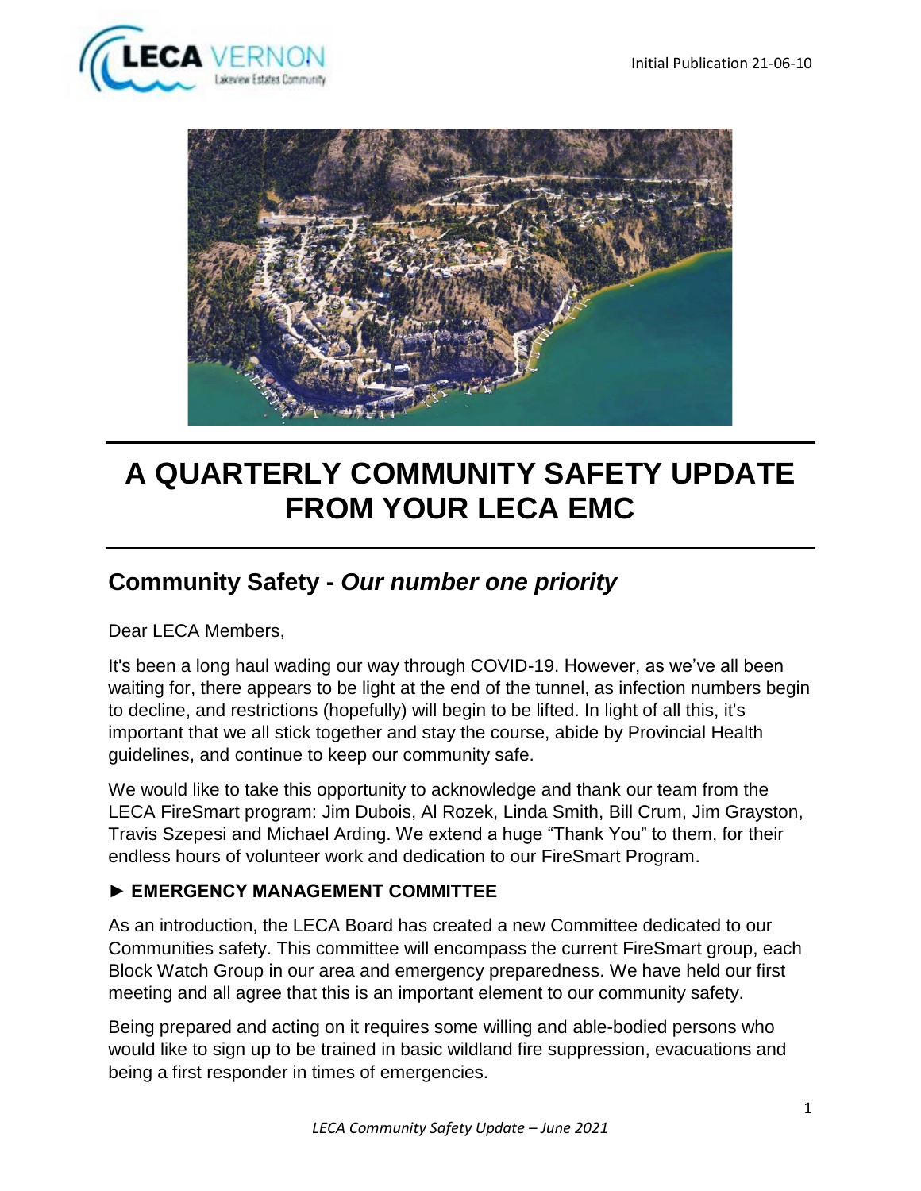Initial Publication 21-06-10

# A QUARTERLY COMMUNITY SAFETY UPDATE FROM YOUR LECA EMC

## Community Safety - *Our number one priority*

Dear LECA Members,

It's been a long haul wading our way through COVID-19. However, as we've all been waiting for, there appears to be light at the end of the tunnel, as infection numbers begin to decline, and restrictions (hopefully) will begin to be lifted. In light of all this, it's important that we all stick together and stay the course, abide by Provincial Health guidelines, and continue to keep our community safe.

We would like to take this opportunity to acknowledge and thank our team from the LECA FireSmart program: Jim Dubois, Al Rozek, Linda Smith, Bill Crum, Jim Grayston, Travis Szepesi and Michael Arding. We extend a huge "Thank You" to them, for their endless hours of volunteer work and dedication to our FireSmart Program.

### ► EMERGENCY MANAGEMENT COMMITTEE

As an introduction, the LECA Board has created a new Committee dedicated to our Communities safety. This committee will encompass the current FireSmart group, each Block Watch Group in our area and emergency preparedness. We have held our first meeting and all agree that this is an important element to our community safety.

Being prepared and acting on it requires some willing and able-bodied persons who would like to sign up to be trained in basic wildland fire suppression, evacuations and being a first responder in times of emergencies.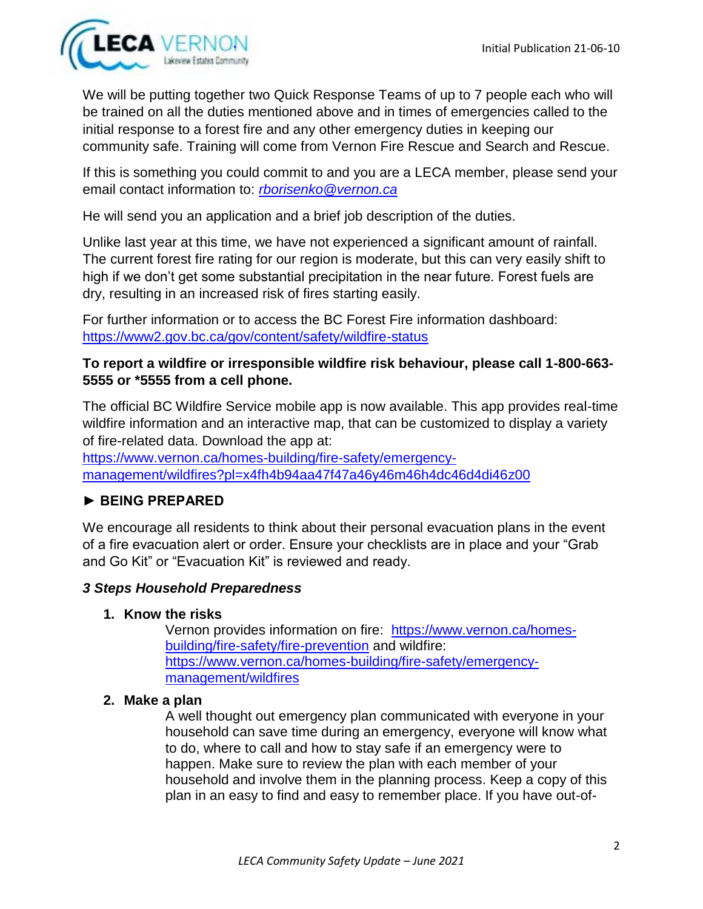We will be putting together two Quick Response Teams of up to 7 people each who will be trained on all the duties mentioned above and in times of emergencies called to the initial response to a forest fire and any other emergency duties in keeping our community safe. Training will come from Vernon Fire Rescue and Search and Rescue.

If this is something you could commit to and you are a LECA member, please send your email contact information to: *rborisenko@vernon.ca*

He will send you an application and a brief job description of the duties.

Unlike last year at this time, we have not experienced a significant amount of rainfall. The current forest fire rating for our region is moderate, but this can very easily shift to high if we don't get some substantial precipitation in the near future. Forest fuels are dry, resulting in an increased risk of fires starting easily.

For further information or to access the BC Forest Fire information dashboard: https://www2.gov.bc.ca/gov/content/safety/wildfire-status

**To report a wildfire or irresponsible wildfire risk behaviour, please call 1-800-663-5555 or *5555 from a cell phone.**

The official BC Wildfire Service mobile app is now available. This app provides real-time wildfire information and an interactive map, that can be customized to display a variety of fire-related data. Download the app at: https://www.vernon.ca/homes-building/fire-safety/emergency-management/wildfires?pl=x4fh4b94aa47f47a46y46m46h4dc46d4di46z00

### ► BEING PREPARED

We encourage all residents to think about their personal evacuation plans in the event of a fire evacuation alert or order. Ensure your checklists are in place and your "Grab and Go Kit" or "Evacuation Kit" is reviewed and ready.

***3 Steps Household Preparedness***

1. **Know the risks**

   Vernon provides information on fire: https://www.vernon.ca/homes-building/fire-safety/fire-prevention and wildfire: https://www.vernon.ca/homes-building/fire-safety/emergency-management/wildfires

2. **Make a plan**

   A well thought out emergency plan communicated with everyone in your household can save time during an emergency, everyone will know what to do, where to call and how to stay safe if an emergency were to happen. Make sure to review the plan with each member of your household and involve them in the planning process. Keep a copy of this plan in an easy to find and easy to remember place. If you have out-of-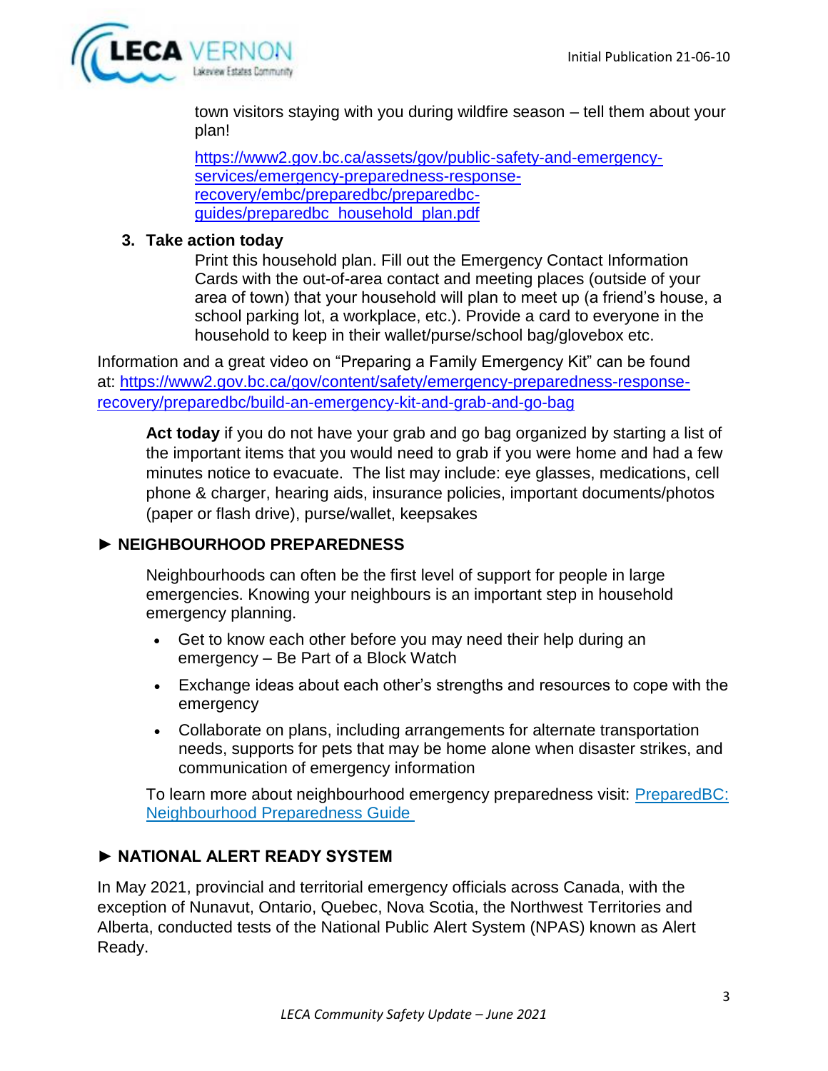town visitors staying with you during wildfire season – tell them about your plan!

https://www2.gov.bc.ca/assets/gov/public-safety-and-emergency-services/emergency-preparedness-response-recovery/embc/preparedbc/preparedbc-guides/preparedbc_household_plan.pdf

3. **Take action today**

   Print this household plan. Fill out the Emergency Contact Information Cards with the out-of-area contact and meeting places (outside of your area of town) that your household will plan to meet up (a friend's house, a school parking lot, a workplace, etc.). Provide a card to everyone in the household to keep in their wallet/purse/school bag/glovebox etc.

Information and a great video on "Preparing a Family Emergency Kit" can be found at: https://www2.gov.bc.ca/gov/content/safety/emergency-preparedness-response-recovery/preparedbc/build-an-emergency-kit-and-grab-and-go-bag

**Act today** if you do not have your grab and go bag organized by starting a list of the important items that you would need to grab if you were home and had a few minutes notice to evacuate. The list may include: eye glasses, medications, cell phone & charger, hearing aids, insurance policies, important documents/photos (paper or flash drive), purse/wallet, keepsakes

## ► NEIGHBOURHOOD PREPAREDNESS

Neighbourhoods can often be the first level of support for people in large emergencies. Knowing your neighbours is an important step in household emergency planning.

- Get to know each other before you may need their help during an emergency – Be Part of a Block Watch
- Exchange ideas about each other's strengths and resources to cope with the emergency
- Collaborate on plans, including arrangements for alternate transportation needs, supports for pets that may be home alone when disaster strikes, and communication of emergency information

To learn more about neighbourhood emergency preparedness visit: PreparedBC: Neighbourhood Preparedness Guide

## ► NATIONAL ALERT READY SYSTEM

In May 2021, provincial and territorial emergency officials across Canada, with the exception of Nunavut, Ontario, Quebec, Nova Scotia, the Northwest Territories and Alberta, conducted tests of the National Public Alert System (NPAS) known as Alert Ready.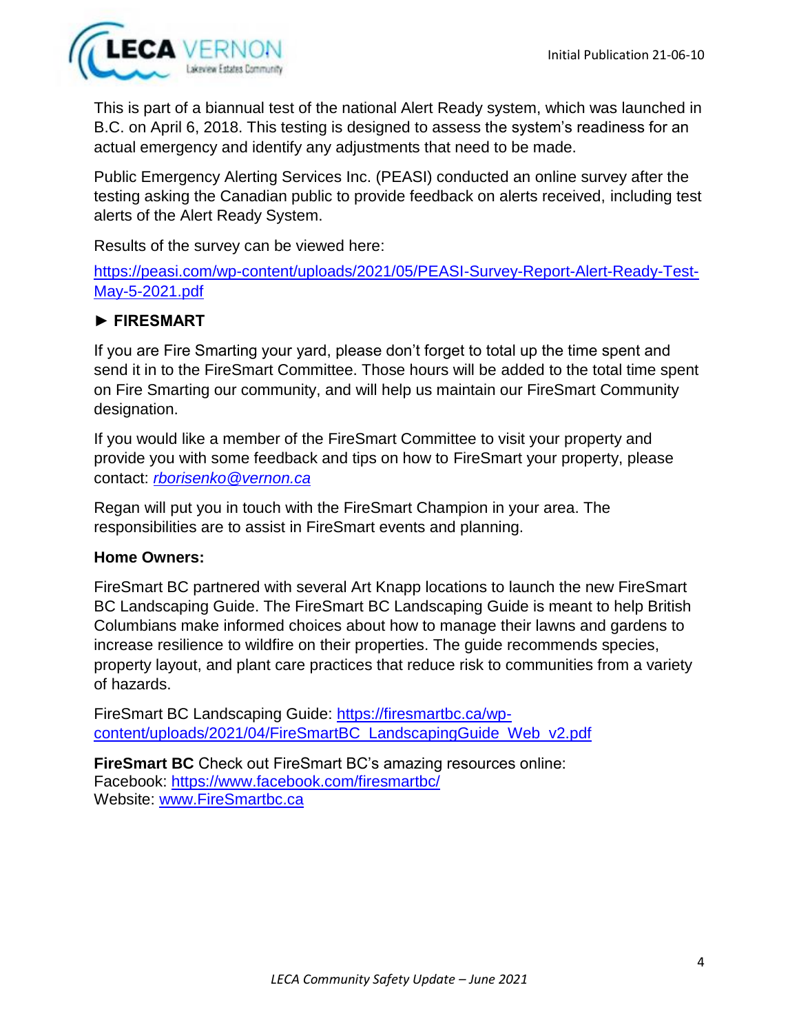This is part of a biannual test of the national Alert Ready system, which was launched in B.C. on April 6, 2018. This testing is designed to assess the system's readiness for an actual emergency and identify any adjustments that need to be made.

Public Emergency Alerting Services Inc. (PEASI) conducted an online survey after the testing asking the Canadian public to provide feedback on alerts received, including test alerts of the Alert Ready System.

Results of the survey can be viewed here:

https://peasi.com/wp-content/uploads/2021/05/PEASI-Survey-Report-Alert-Ready-Test-May-5-2021.pdf

### ► FIRESMART

If you are Fire Smarting your yard, please don't forget to total up the time spent and send it in to the FireSmart Committee. Those hours will be added to the total time spent on Fire Smarting our community, and will help us maintain our FireSmart Community designation.

If you would like a member of the FireSmart Committee to visit your property and provide you with some feedback and tips on how to FireSmart your property, please contact: *rborisenko@vernon.ca*

Regan will put you in touch with the FireSmart Champion in your area. The responsibilities are to assist in FireSmart events and planning.

**Home Owners:**

FireSmart BC partnered with several Art Knapp locations to launch the new FireSmart BC Landscaping Guide. The FireSmart BC Landscaping Guide is meant to help British Columbians make informed choices about how to manage their lawns and gardens to increase resilience to wildfire on their properties. The guide recommends species, property layout, and plant care practices that reduce risk to communities from a variety of hazards.

FireSmart BC Landscaping Guide: https://firesmartbc.ca/wp-content/uploads/2021/04/FireSmartBC_LandscapingGuide_Web_v2.pdf

**FireSmart BC** Check out FireSmart BC's amazing resources online:
Facebook: https://www.facebook.com/firesmartbc/
Website: www.FireSmartbc.ca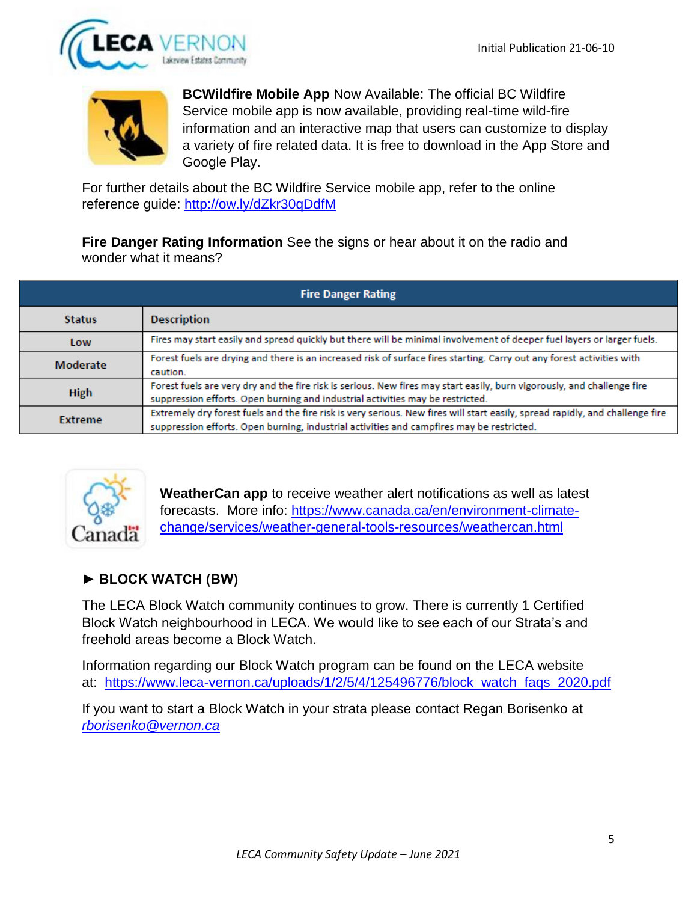**BCWildfire Mobile App** Now Available: The official BC Wildfire Service mobile app is now available, providing real-time wild-fire information and an interactive map that users can customize to display a variety of fire related data. It is free to download in the App Store and Google Play.

For further details about the BC Wildfire Service mobile app, refer to the online reference guide: http://ow.ly/dZkr30qDdfM

**Fire Danger Rating Information** See the signs or hear about it on the radio and wonder what it means?

| Fire Danger Rating | |
|---|---|
| **Status** | **Description** |
| **Low** | Fires may start easily and spread quickly but there will be minimal involvement of deeper fuel layers or larger fuels. |
| **Moderate** | Forest fuels are drying and there is an increased risk of surface fires starting. Carry out any forest activities with caution. |
| **High** | Forest fuels are very dry and the fire risk is serious. New fires may start easily, burn vigorously, and challenge fire suppression efforts. Open burning and industrial activities may be restricted. |
| **Extreme** | Extremely dry forest fuels and the fire risk is very serious. New fires will start easily, spread rapidly, and challenge fire suppression efforts. Open burning, industrial activities and campfires may be restricted. |

**WeatherCan app** to receive weather alert notifications as well as latest forecasts. More info: https://www.canada.ca/en/environment-climate-change/services/weather-general-tools-resources/weathercan.html

## ► BLOCK WATCH (BW)

The LECA Block Watch community continues to grow. There is currently 1 Certified Block Watch neighbourhood in LECA. We would like to see each of our Strata's and freehold areas become a Block Watch.

Information regarding our Block Watch program can be found on the LECA website at: https://www.leca-vernon.ca/uploads/1/2/5/4/125496776/block_watch_faqs_2020.pdf

If you want to start a Block Watch in your strata please contact Regan Borisenko at *rborisenko@vernon.ca*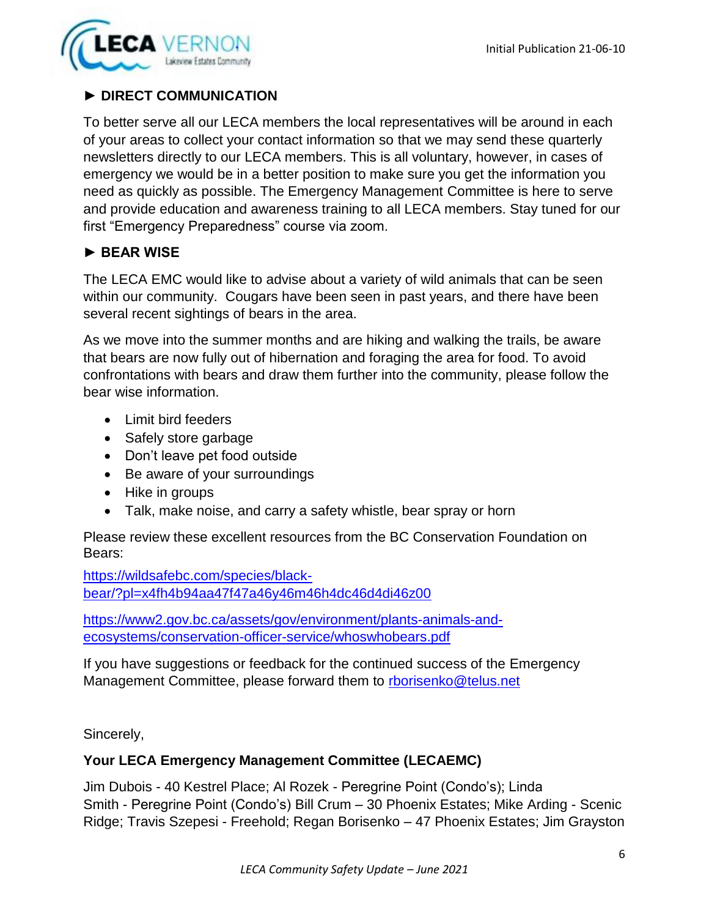### ► DIRECT COMMUNICATION

To better serve all our LECA members the local representatives will be around in each of your areas to collect your contact information so that we may send these quarterly newsletters directly to our LECA members. This is all voluntary, however, in cases of emergency we would be in a better position to make sure you get the information you need as quickly as possible. The Emergency Management Committee is here to serve and provide education and awareness training to all LECA members. Stay tuned for our first "Emergency Preparedness" course via zoom.

### ► BEAR WISE

The LECA EMC would like to advise about a variety of wild animals that can be seen within our community. Cougars have been seen in past years, and there have been several recent sightings of bears in the area.

As we move into the summer months and are hiking and walking the trails, be aware that bears are now fully out of hibernation and foraging the area for food. To avoid confrontations with bears and draw them further into the community, please follow the bear wise information.

- Limit bird feeders
- Safely store garbage
- Don't leave pet food outside
- Be aware of your surroundings
- Hike in groups
- Talk, make noise, and carry a safety whistle, bear spray or horn

Please review these excellent resources from the BC Conservation Foundation on Bears:

https://wildsafebc.com/species/black-bear/?pl=x4fh4b94aa47f47a46y46m46h4dc46d4di46z00

https://www2.gov.bc.ca/assets/gov/environment/plants-animals-and-ecosystems/conservation-officer-service/whoswhobears.pdf

If you have suggestions or feedback for the continued success of the Emergency Management Committee, please forward them to rborisenko@telus.net

Sincerely,

**Your LECA Emergency Management Committee (LECAEMC)**

Jim Dubois - 40 Kestrel Place; Al Rozek - Peregrine Point (Condo's); Linda Smith - Peregrine Point (Condo's) Bill Crum – 30 Phoenix Estates; Mike Arding - Scenic Ridge; Travis Szepesi - Freehold; Regan Borisenko – 47 Phoenix Estates; Jim Grayston